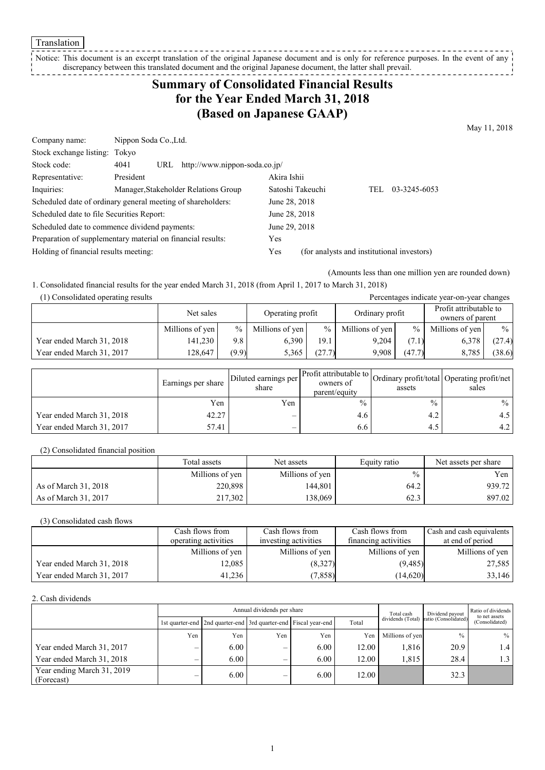Translation

Notice: This document is an excerpt translation of the original Japanese document and is only for reference purposes. In the event of any discrepancy between this translated document and the original Japanese document, the latter shall prevail.

# Summary of Consolidated Financial Results for the Year Ended March 31, 2018 (Based on Japanese GAAP)

May 11, 2018

| | | |
|---|---|---|
| Company name: | Nippon Soda Co.,Ltd. | |
| Stock exchange listing: | Tokyo | |
| Stock code: | 4041 URL http://www.nippon-soda.co.jp/ | |
| Representative: | President | Akira Ishii |
| Inquiries: | Manager,Stakeholder Relations Group | Satoshi Takeuchi TEL 03-3245-6053 |
| Scheduled date of ordinary general meeting of shareholders: | | June 28, 2018 |
| Scheduled date to file Securities Report: | | June 28, 2018 |
| Scheduled date to commence dividend payments: | | June 29, 2018 |
| Preparation of supplementary material on financial results: | | Yes |
| Holding of financial results meeting: | | Yes (for analysts and institutional investors) |

(Amounts less than one million yen are rounded down)

1. Consolidated financial results for the year ended March 31, 2018 (from April 1, 2017 to March 31, 2018)

(1) Consolidated operating results

Percentages indicate year-on-year changes

| | Net sales | | Operating profit | | Ordinary profit | | Profit attributable to owners of parent | |
|---|---|---|---|---|---|---|---|---|
| | Millions of yen | % | Millions of yen | % | Millions of yen | % | Millions of yen | % |
| Year ended March 31, 2018 | 141,230 | 9.8 | 6,390 | 19.1 | 9,204 | (7.1) | 6,378 | (27.4) |
| Year ended March 31, 2017 | 128,647 | (9.9) | 5,365 | (27.7) | 9,908 | (47.7) | 8,785 | (38.6) |

| | Earnings per share | Diluted earnings per share | Profit attributable to owners of parent/equity | Ordinary profit/total assets | Operating profit/net sales |
|---|---|---|---|---|---|
| | Yen | Yen | % | % | % |
| Year ended March 31, 2018 | 42.27 | – | 4.6 | 4.2 | 4.5 |
| Year ended March 31, 2017 | 57.41 | – | 6.6 | 4.5 | 4.2 |

(2) Consolidated financial position

| | Total assets | Net assets | Equity ratio | Net assets per share |
|---|---|---|---|---|
| | Millions of yen | Millions of yen | % | Yen |
| As of March 31, 2018 | 220,898 | 144,801 | 64.2 | 939.72 |
| As of March 31, 2017 | 217,302 | 138,069 | 62.3 | 897.02 |

(3) Consolidated cash flows

| | Cash flows from operating activities | Cash flows from investing activities | Cash flows from financing activities | Cash and cash equivalents at end of period |
|---|---|---|---|---|
| | Millions of yen | Millions of yen | Millions of yen | Millions of yen |
| Year ended March 31, 2018 | 12,085 | (8,327) | (9,485) | 27,585 |
| Year ended March 31, 2017 | 41,236 | (7,858) | (14,620) | 33,146 |

2. Cash dividends

| | Annual dividends per share | | | | | Total cash dividends (Total) | Dividend payout ratio (Consolidated) | Ratio of dividends to net assets (Consolidated) |
|---|---|---|---|---|---|---|---|---|
| | 1st quarter-end | 2nd quarter-end | 3rd quarter-end | Fiscal year-end | Total | | | |
| | Yen | Yen | Yen | Yen | Yen | Millions of yen | % | % |
| Year ended March 31, 2017 | – | 6.00 | – | 6.00 | 12.00 | 1,816 | 20.9 | 1.4 |
| Year ended March 31, 2018 | – | 6.00 | – | 6.00 | 12.00 | 1,815 | 28.4 | 1.3 |
| Year ending March 31, 2019 (Forecast) | – | 6.00 | – | 6.00 | 12.00 | | 32.3 | |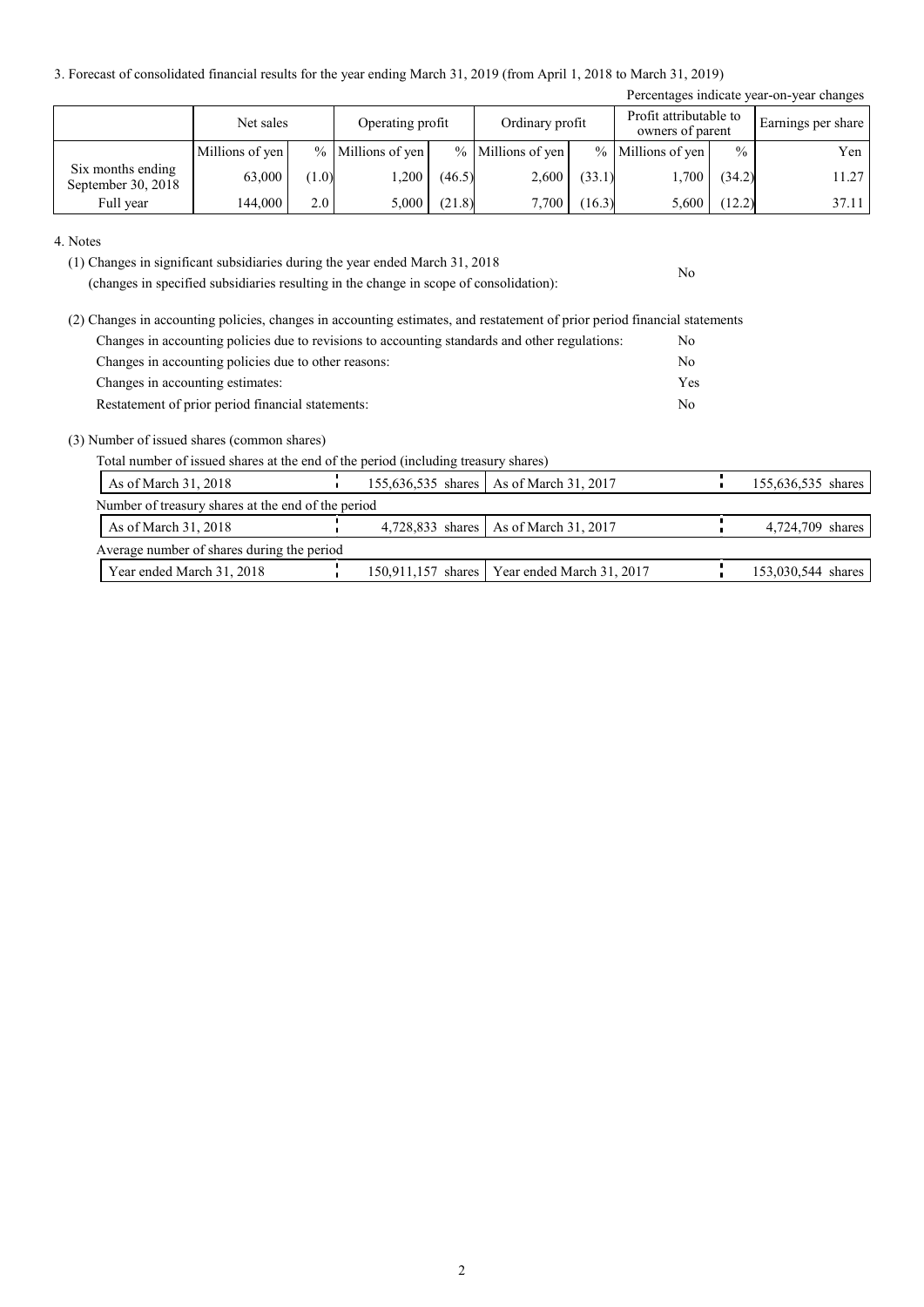3. Forecast of consolidated financial results for the year ending March 31, 2019 (from April 1, 2018 to March 31, 2019)

Percentages indicate year-on-year changes

| | Net sales | | Operating profit | | Ordinary profit | | Profit attributable to owners of parent | | Earnings per share |
|---|---|---|---|---|---|---|---|---|---|
| | Millions of yen | % | Millions of yen | % | Millions of yen | % | Millions of yen | % | Yen |
| Six months ending September 30, 2018 | 63,000 | (1.0) | 1,200 | (46.5) | 2,600 | (33.1) | 1,700 | (34.2) | 11.27 |
| Full year | 144,000 | 2.0 | 5,000 | (21.8) | 7,700 | (16.3) | 5,600 | (12.2) | 37.11 |

4. Notes

(1) Changes in significant subsidiaries during the year ended March 31, 2018 (changes in specified subsidiaries resulting in the change in scope of consolidation): No

(2) Changes in accounting policies, changes in accounting estimates, and restatement of prior period financial statements

| | |
|---|---|
| Changes in accounting policies due to revisions to accounting standards and other regulations: | No |
| Changes in accounting policies due to other reasons: | No |
| Changes in accounting estimates: | Yes |
| Restatement of prior period financial statements: | No |

(3) Number of issued shares (common shares)

Total number of issued shares at the end of the period (including treasury shares)

| | | | |
|---|---|---|---|
| As of March 31, 2018 | 155,636,535 shares | As of March 31, 2017 | 155,636,535 shares |

Number of treasury shares at the end of the period

| | | | |
|---|---|---|---|
| As of March 31, 2018 | 4,728,833 shares | As of March 31, 2017 | 4,724,709 shares |

Average number of shares during the period

| | | | |
|---|---|---|---|
| Year ended March 31, 2018 | 150,911,157 shares | Year ended March 31, 2017 | 153,030,544 shares |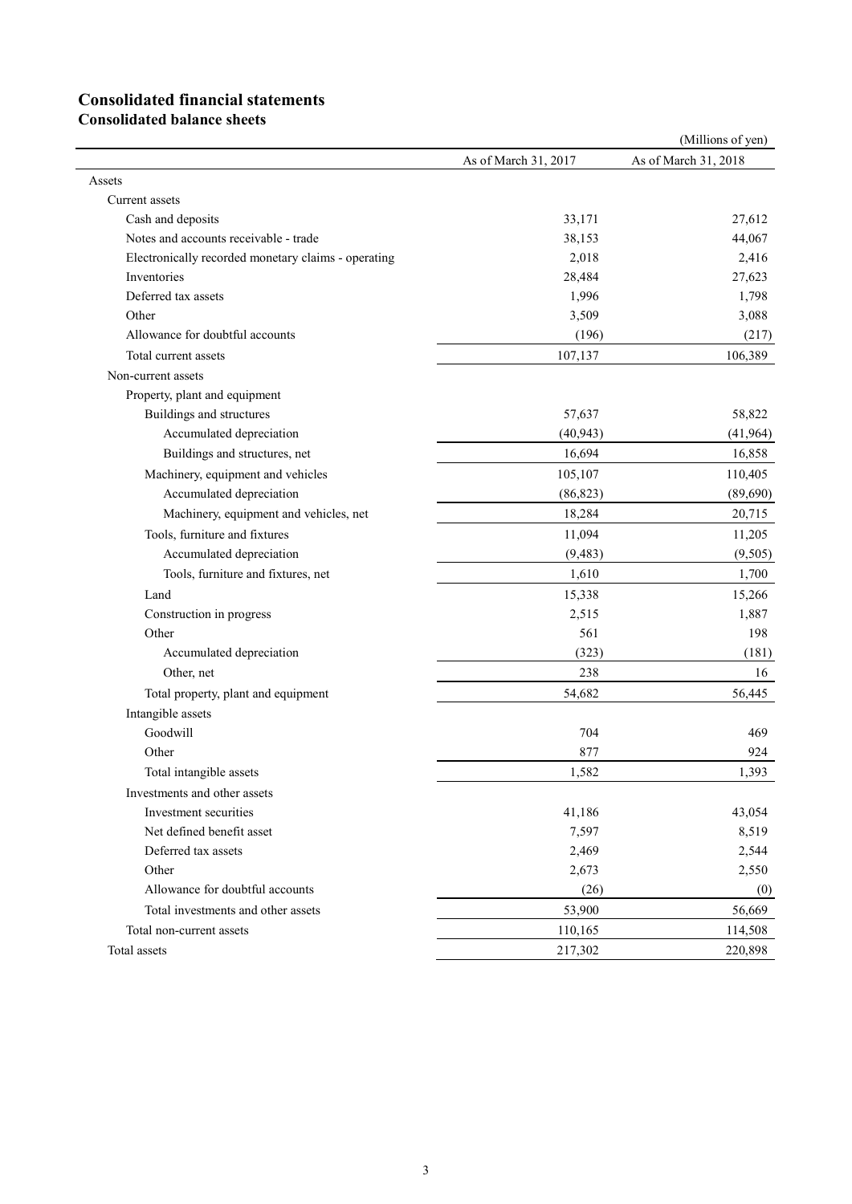# Consolidated financial statements

## Consolidated balance sheets

(Millions of yen)

| | As of March 31, 2017 | As of March 31, 2018 |
|---|---|---|
| Assets | | |
| Current assets | | |
| Cash and deposits | 33,171 | 27,612 |
| Notes and accounts receivable - trade | 38,153 | 44,067 |
| Electronically recorded monetary claims - operating | 2,018 | 2,416 |
| Inventories | 28,484 | 27,623 |
| Deferred tax assets | 1,996 | 1,798 |
| Other | 3,509 | 3,088 |
| Allowance for doubtful accounts | (196) | (217) |
| Total current assets | 107,137 | 106,389 |
| Non-current assets | | |
| Property, plant and equipment | | |
| Buildings and structures | 57,637 | 58,822 |
| Accumulated depreciation | (40,943) | (41,964) |
| Buildings and structures, net | 16,694 | 16,858 |
| Machinery, equipment and vehicles | 105,107 | 110,405 |
| Accumulated depreciation | (86,823) | (89,690) |
| Machinery, equipment and vehicles, net | 18,284 | 20,715 |
| Tools, furniture and fixtures | 11,094 | 11,205 |
| Accumulated depreciation | (9,483) | (9,505) |
| Tools, furniture and fixtures, net | 1,610 | 1,700 |
| Land | 15,338 | 15,266 |
| Construction in progress | 2,515 | 1,887 |
| Other | 561 | 198 |
| Accumulated depreciation | (323) | (181) |
| Other, net | 238 | 16 |
| Total property, plant and equipment | 54,682 | 56,445 |
| Intangible assets | | |
| Goodwill | 704 | 469 |
| Other | 877 | 924 |
| Total intangible assets | 1,582 | 1,393 |
| Investments and other assets | | |
| Investment securities | 41,186 | 43,054 |
| Net defined benefit asset | 7,597 | 8,519 |
| Deferred tax assets | 2,469 | 2,544 |
| Other | 2,673 | 2,550 |
| Allowance for doubtful accounts | (26) | (0) |
| Total investments and other assets | 53,900 | 56,669 |
| Total non-current assets | 110,165 | 114,508 |
| Total assets | 217,302 | 220,898 |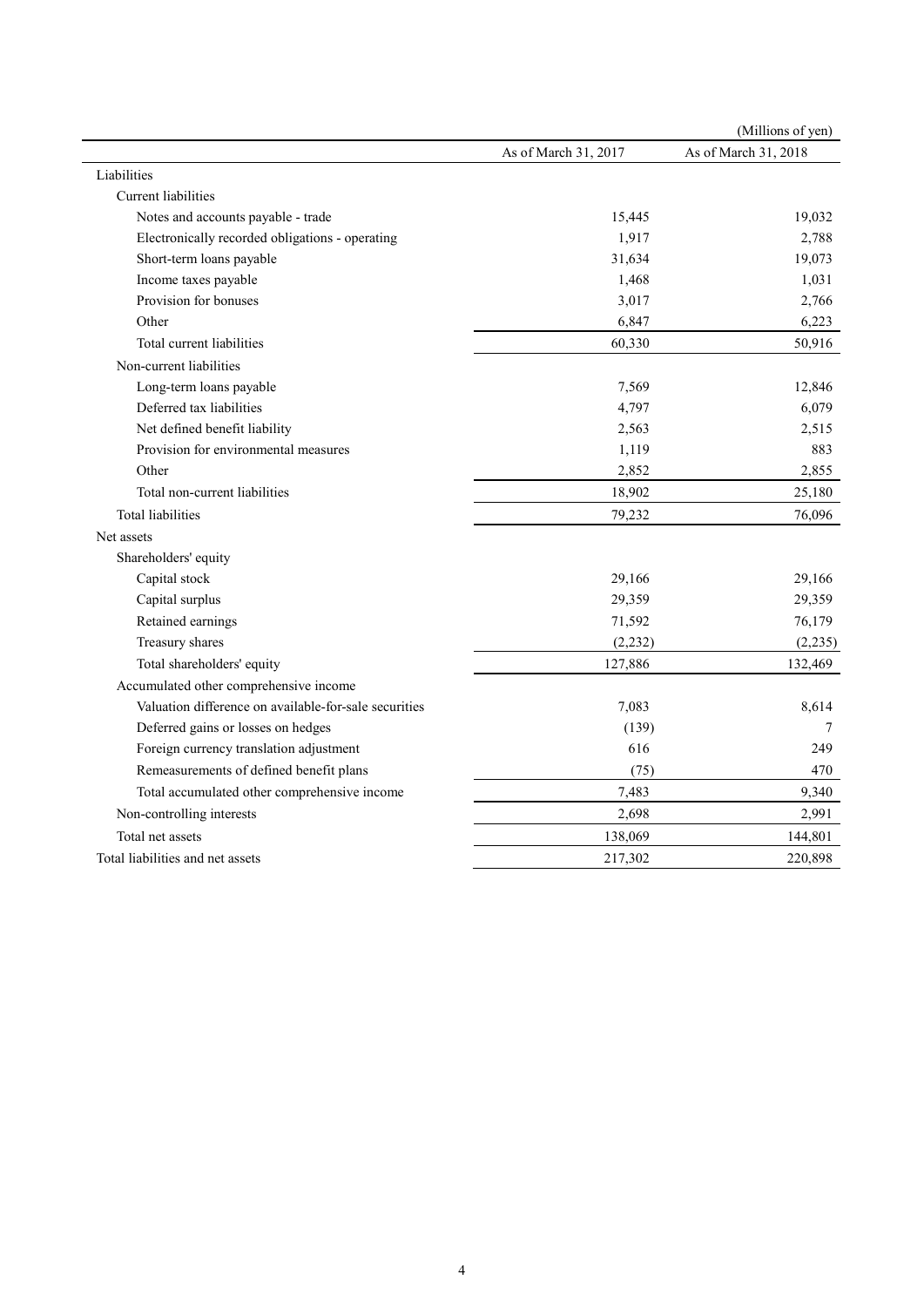(Millions of yen)

| | As of March 31, 2017 | As of March 31, 2018 |
|---|---|---|
| Liabilities | | |
| Current liabilities | | |
| Notes and accounts payable - trade | 15,445 | 19,032 |
| Electronically recorded obligations - operating | 1,917 | 2,788 |
| Short-term loans payable | 31,634 | 19,073 |
| Income taxes payable | 1,468 | 1,031 |
| Provision for bonuses | 3,017 | 2,766 |
| Other | 6,847 | 6,223 |
| Total current liabilities | 60,330 | 50,916 |
| Non-current liabilities | | |
| Long-term loans payable | 7,569 | 12,846 |
| Deferred tax liabilities | 4,797 | 6,079 |
| Net defined benefit liability | 2,563 | 2,515 |
| Provision for environmental measures | 1,119 | 883 |
| Other | 2,852 | 2,855 |
| Total non-current liabilities | 18,902 | 25,180 |
| Total liabilities | 79,232 | 76,096 |
| Net assets | | |
| Shareholders' equity | | |
| Capital stock | 29,166 | 29,166 |
| Capital surplus | 29,359 | 29,359 |
| Retained earnings | 71,592 | 76,179 |
| Treasury shares | (2,232) | (2,235) |
| Total shareholders' equity | 127,886 | 132,469 |
| Accumulated other comprehensive income | | |
| Valuation difference on available-for-sale securities | 7,083 | 8,614 |
| Deferred gains or losses on hedges | (139) | 7 |
| Foreign currency translation adjustment | 616 | 249 |
| Remeasurements of defined benefit plans | (75) | 470 |
| Total accumulated other comprehensive income | 7,483 | 9,340 |
| Non-controlling interests | 2,698 | 2,991 |
| Total net assets | 138,069 | 144,801 |
| Total liabilities and net assets | 217,302 | 220,898 |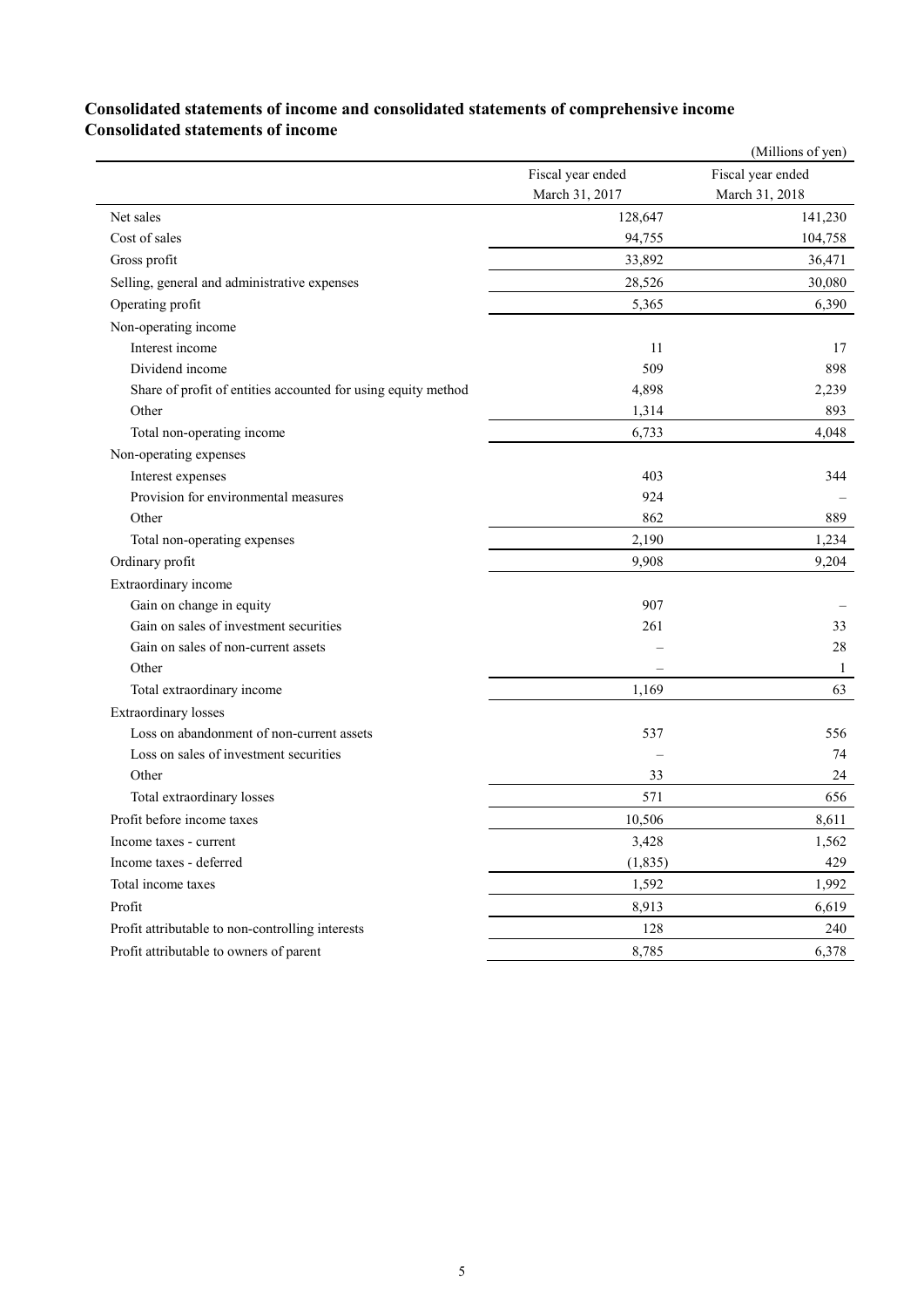# Consolidated statements of income and consolidated statements of comprehensive income

## Consolidated statements of income

(Millions of yen)

| | Fiscal year ended March 31, 2017 | Fiscal year ended March 31, 2018 |
|---|---|---|
| Net sales | 128,647 | 141,230 |
| Cost of sales | 94,755 | 104,758 |
| Gross profit | 33,892 | 36,471 |
| Selling, general and administrative expenses | 28,526 | 30,080 |
| Operating profit | 5,365 | 6,390 |
| Non-operating income | | |
| Interest income | 11 | 17 |
| Dividend income | 509 | 898 |
| Share of profit of entities accounted for using equity method | 4,898 | 2,239 |
| Other | 1,314 | 893 |
| Total non-operating income | 6,733 | 4,048 |
| Non-operating expenses | | |
| Interest expenses | 403 | 344 |
| Provision for environmental measures | 924 | – |
| Other | 862 | 889 |
| Total non-operating expenses | 2,190 | 1,234 |
| Ordinary profit | 9,908 | 9,204 |
| Extraordinary income | | |
| Gain on change in equity | 907 | – |
| Gain on sales of investment securities | 261 | 33 |
| Gain on sales of non-current assets | – | 28 |
| Other | – | 1 |
| Total extraordinary income | 1,169 | 63 |
| Extraordinary losses | | |
| Loss on abandonment of non-current assets | 537 | 556 |
| Loss on sales of investment securities | – | 74 |
| Other | 33 | 24 |
| Total extraordinary losses | 571 | 656 |
| Profit before income taxes | 10,506 | 8,611 |
| Income taxes - current | 3,428 | 1,562 |
| Income taxes - deferred | (1,835) | 429 |
| Total income taxes | 1,592 | 1,992 |
| Profit | 8,913 | 6,619 |
| Profit attributable to non-controlling interests | 128 | 240 |
| Profit attributable to owners of parent | 8,785 | 6,378 |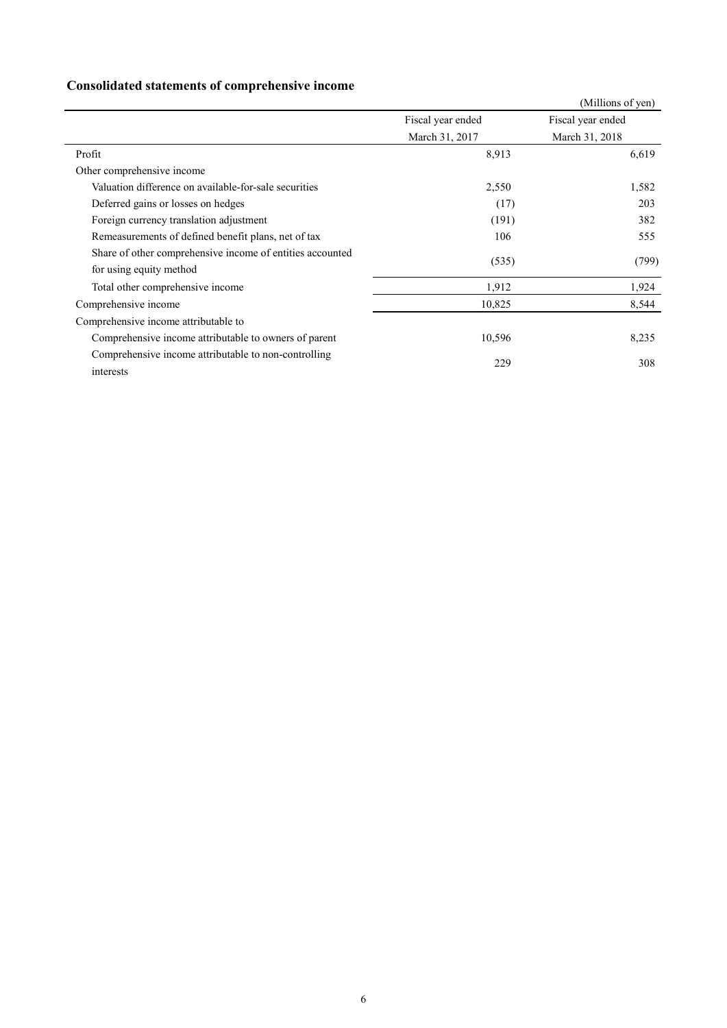## Consolidated statements of comprehensive income

(Millions of yen)

| | Fiscal year ended March 31, 2017 | Fiscal year ended March 31, 2018 |
|---|---|---|
| Profit | 8,913 | 6,619 |
| Other comprehensive income | | |
| Valuation difference on available-for-sale securities | 2,550 | 1,582 |
| Deferred gains or losses on hedges | (17) | 203 |
| Foreign currency translation adjustment | (191) | 382 |
| Remeasurements of defined benefit plans, net of tax | 106 | 555 |
| Share of other comprehensive income of entities accounted for using equity method | (535) | (799) |
| Total other comprehensive income | 1,912 | 1,924 |
| Comprehensive income | 10,825 | 8,544 |
| Comprehensive income attributable to | | |
| Comprehensive income attributable to owners of parent | 10,596 | 8,235 |
| Comprehensive income attributable to non-controlling interests | 229 | 308 |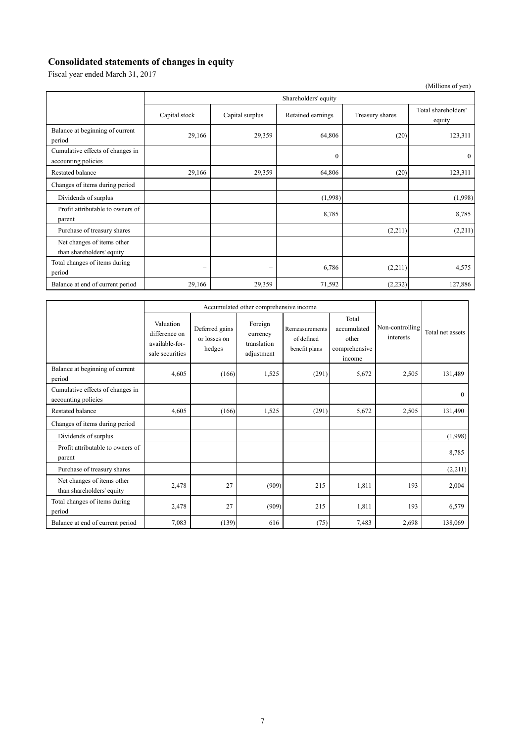## Consolidated statements of changes in equity

Fiscal year ended March 31, 2017

(Millions of yen)

| | Shareholders' equity | | | | |
|---|---|---|---|---|---|
| | Capital stock | Capital surplus | Retained earnings | Treasury shares | Total shareholders' equity |
| Balance at beginning of current period | 29,166 | 29,359 | 64,806 | (20) | 123,311 |
| Cumulative effects of changes in accounting policies | | | 0 | | 0 |
| Restated balance | 29,166 | 29,359 | 64,806 | (20) | 123,311 |
| Changes of items during period | | | | | |
| Dividends of surplus | | | (1,998) | | (1,998) |
| Profit attributable to owners of parent | | | 8,785 | | 8,785 |
| Purchase of treasury shares | | | | (2,211) | (2,211) |
| Net changes of items other than shareholders' equity | | | | | |
| Total changes of items during period | – | – | 6,786 | (2,211) | 4,575 |
| Balance at end of current period | 29,166 | 29,359 | 71,592 | (2,232) | 127,886 |

| | Accumulated other comprehensive income | | | | | Non-controlling interests | Total net assets |
|---|---|---|---|---|---|---|---|
| | Valuation difference on available-for-sale securities | Deferred gains or losses on hedges | Foreign currency translation adjustment | Remeasurements of defined benefit plans | Total accumulated other comprehensive income | | |
| Balance at beginning of current period | 4,605 | (166) | 1,525 | (291) | 5,672 | 2,505 | 131,489 |
| Cumulative effects of changes in accounting policies | | | | | | | 0 |
| Restated balance | 4,605 | (166) | 1,525 | (291) | 5,672 | 2,505 | 131,490 |
| Changes of items during period | | | | | | | |
| Dividends of surplus | | | | | | | (1,998) |
| Profit attributable to owners of parent | | | | | | | 8,785 |
| Purchase of treasury shares | | | | | | | (2,211) |
| Net changes of items other than shareholders' equity | 2,478 | 27 | (909) | 215 | 1,811 | 193 | 2,004 |
| Total changes of items during period | 2,478 | 27 | (909) | 215 | 1,811 | 193 | 6,579 |
| Balance at end of current period | 7,083 | (139) | 616 | (75) | 7,483 | 2,698 | 138,069 |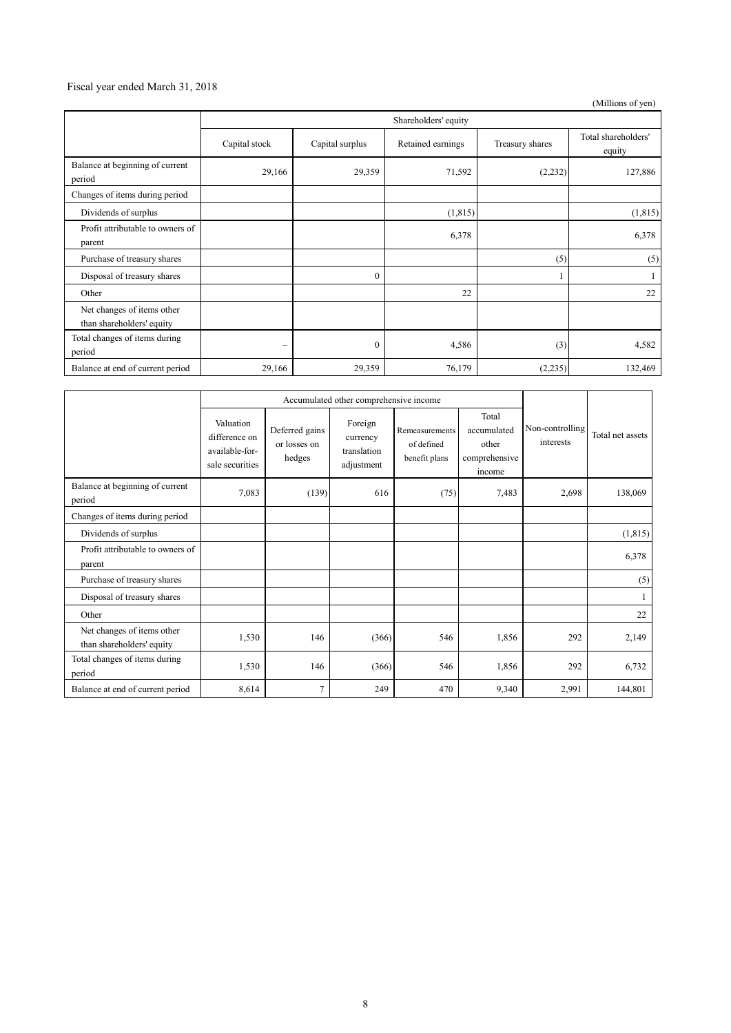Fiscal year ended March 31, 2018

(Millions of yen)

| | Shareholders' equity | | | | |
|---|---|---|---|---|---|
| | Capital stock | Capital surplus | Retained earnings | Treasury shares | Total shareholders' equity |
| Balance at beginning of current period | 29,166 | 29,359 | 71,592 | (2,232) | 127,886 |
| Changes of items during period | | | | | |
| Dividends of surplus | | | (1,815) | | (1,815) |
| Profit attributable to owners of parent | | | 6,378 | | 6,378 |
| Purchase of treasury shares | | | | (5) | (5) |
| Disposal of treasury shares | | 0 | | 1 | 1 |
| Other | | | 22 | | 22 |
| Net changes of items other than shareholders' equity | | | | | |
| Total changes of items during period | – | 0 | 4,586 | (3) | 4,582 |
| Balance at end of current period | 29,166 | 29,359 | 76,179 | (2,235) | 132,469 |

| | Accumulated other comprehensive income | | | | | Non-controlling interests | Total net assets |
|---|---|---|---|---|---|---|---|
| | Valuation difference on available-for-sale securities | Deferred gains or losses on hedges | Foreign currency translation adjustment | Remeasurements of defined benefit plans | Total accumulated other comprehensive income | | |
| Balance at beginning of current period | 7,083 | (139) | 616 | (75) | 7,483 | 2,698 | 138,069 |
| Changes of items during period | | | | | | | |
| Dividends of surplus | | | | | | | (1,815) |
| Profit attributable to owners of parent | | | | | | | 6,378 |
| Purchase of treasury shares | | | | | | | (5) |
| Disposal of treasury shares | | | | | | | 1 |
| Other | | | | | | | 22 |
| Net changes of items other than shareholders' equity | 1,530 | 146 | (366) | 546 | 1,856 | 292 | 2,149 |
| Total changes of items during period | 1,530 | 146 | (366) | 546 | 1,856 | 292 | 6,732 |
| Balance at end of current period | 8,614 | 7 | 249 | 470 | 9,340 | 2,991 | 144,801 |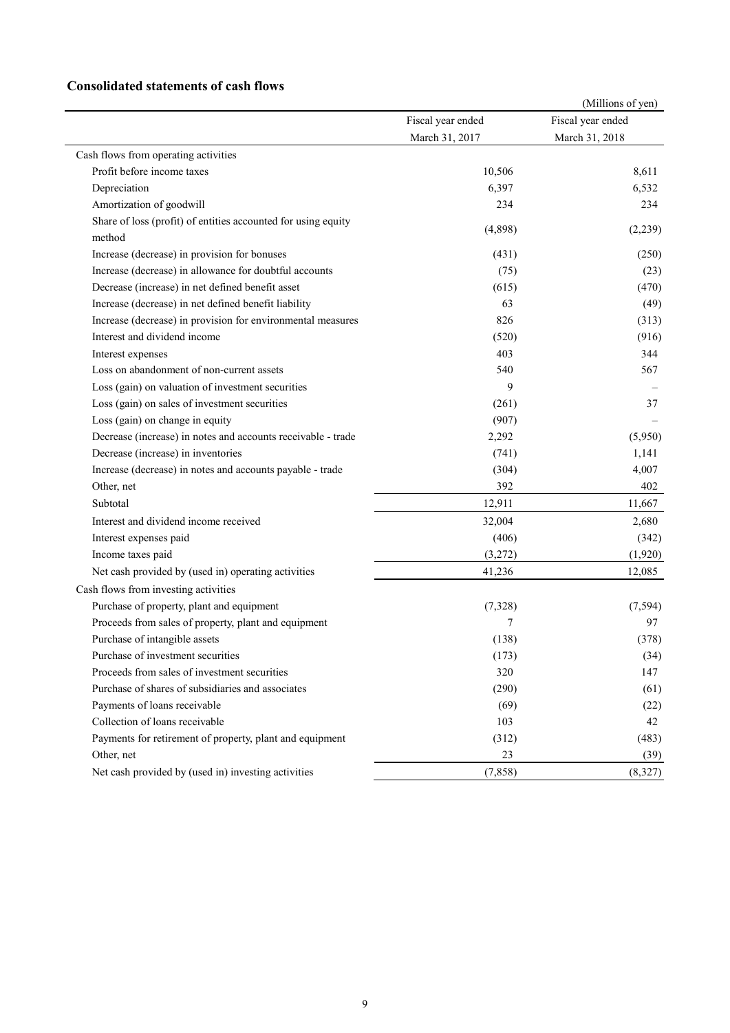## Consolidated statements of cash flows

(Millions of yen)

| | Fiscal year ended March 31, 2017 | Fiscal year ended March 31, 2018 |
|---|---|---|
| Cash flows from operating activities | | |
| Profit before income taxes | 10,506 | 8,611 |
| Depreciation | 6,397 | 6,532 |
| Amortization of goodwill | 234 | 234 |
| Share of loss (profit) of entities accounted for using equity method | (4,898) | (2,239) |
| Increase (decrease) in provision for bonuses | (431) | (250) |
| Increase (decrease) in allowance for doubtful accounts | (75) | (23) |
| Decrease (increase) in net defined benefit asset | (615) | (470) |
| Increase (decrease) in net defined benefit liability | 63 | (49) |
| Increase (decrease) in provision for environmental measures | 826 | (313) |
| Interest and dividend income | (520) | (916) |
| Interest expenses | 403 | 344 |
| Loss on abandonment of non-current assets | 540 | 567 |
| Loss (gain) on valuation of investment securities | 9 | – |
| Loss (gain) on sales of investment securities | (261) | 37 |
| Loss (gain) on change in equity | (907) | – |
| Decrease (increase) in notes and accounts receivable - trade | 2,292 | (5,950) |
| Decrease (increase) in inventories | (741) | 1,141 |
| Increase (decrease) in notes and accounts payable - trade | (304) | 4,007 |
| Other, net | 392 | 402 |
| Subtotal | 12,911 | 11,667 |
| Interest and dividend income received | 32,004 | 2,680 |
| Interest expenses paid | (406) | (342) |
| Income taxes paid | (3,272) | (1,920) |
| Net cash provided by (used in) operating activities | 41,236 | 12,085 |
| Cash flows from investing activities | | |
| Purchase of property, plant and equipment | (7,328) | (7,594) |
| Proceeds from sales of property, plant and equipment | 7 | 97 |
| Purchase of intangible assets | (138) | (378) |
| Purchase of investment securities | (173) | (34) |
| Proceeds from sales of investment securities | 320 | 147 |
| Purchase of shares of subsidiaries and associates | (290) | (61) |
| Payments of loans receivable | (69) | (22) |
| Collection of loans receivable | 103 | 42 |
| Payments for retirement of property, plant and equipment | (312) | (483) |
| Other, net | 23 | (39) |
| Net cash provided by (used in) investing activities | (7,858) | (8,327) |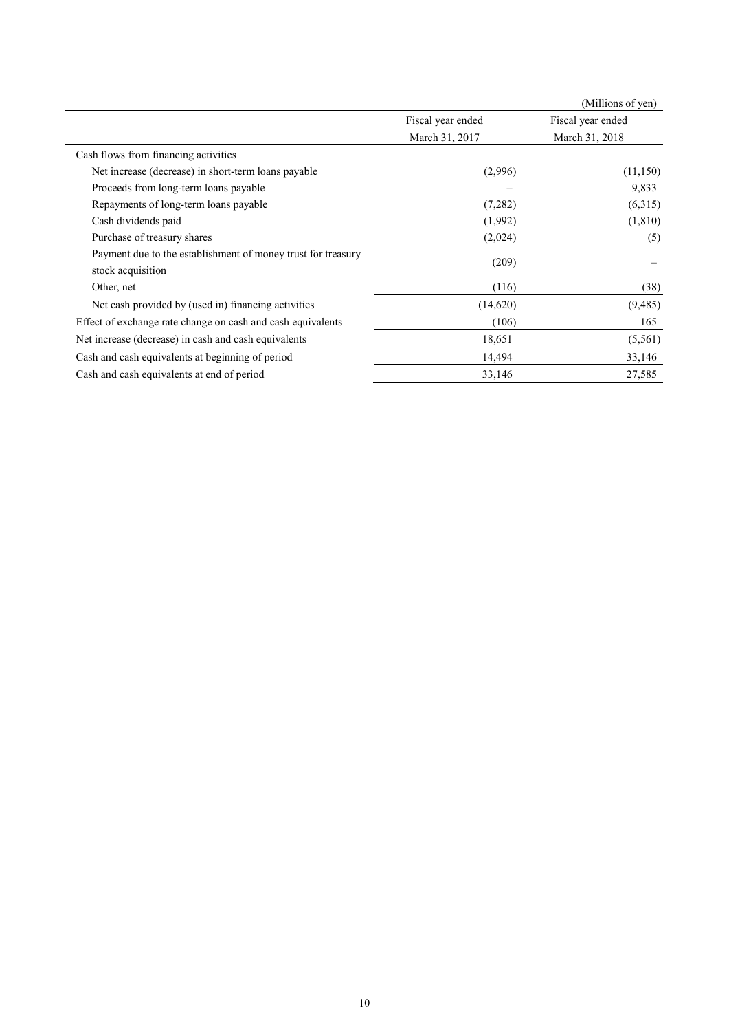(Millions of yen)

| | Fiscal year ended March 31, 2017 | Fiscal year ended March 31, 2018 |
|---|---|---|
| Cash flows from financing activities | | |
| Net increase (decrease) in short-term loans payable | (2,996) | (11,150) |
| Proceeds from long-term loans payable | – | 9,833 |
| Repayments of long-term loans payable | (7,282) | (6,315) |
| Cash dividends paid | (1,992) | (1,810) |
| Purchase of treasury shares | (2,024) | (5) |
| Payment due to the establishment of money trust for treasury stock acquisition | (209) | – |
| Other, net | (116) | (38) |
| Net cash provided by (used in) financing activities | (14,620) | (9,485) |
| Effect of exchange rate change on cash and cash equivalents | (106) | 165 |
| Net increase (decrease) in cash and cash equivalents | 18,651 | (5,561) |
| Cash and cash equivalents at beginning of period | 14,494 | 33,146 |
| Cash and cash equivalents at end of period | 33,146 | 27,585 |